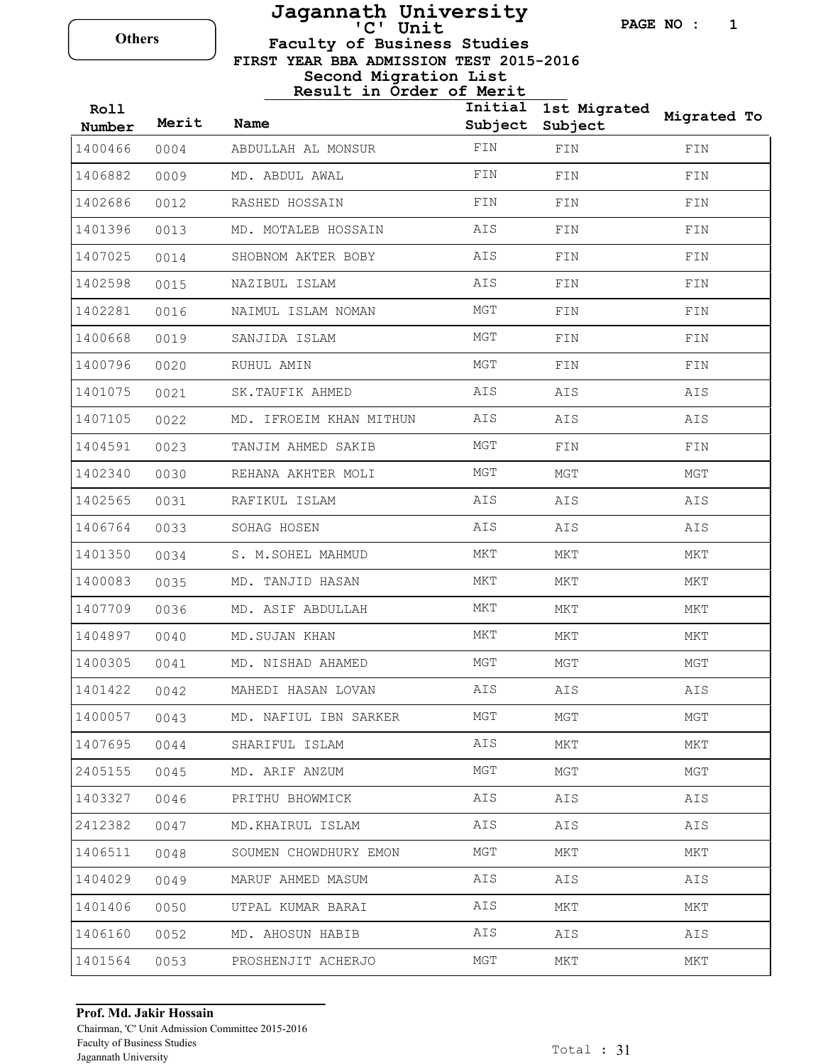**Others**

# Jagannath University
## 'C' Unit
### Faculty of Business Studies
### FIRST YEAR BBA ADMISSION TEST 2015-2016
### Second Migration List
### Result in Order of Merit

| Roll Number | Merit | Name | Initial Subject | 1st Migrated Subject | Migrated To |
|---|---|---|---|---|---|
| 1400466 | 0004 | ABDULLAH AL MONSUR | FIN | FIN | FIN |
| 1406882 | 0009 | MD. ABDUL AWAL | FIN | FIN | FIN |
| 1402686 | 0012 | RASHED HOSSAIN | FIN | FIN | FIN |
| 1401396 | 0013 | MD. MOTALEB HOSSAIN | AIS | FIN | FIN |
| 1407025 | 0014 | SHOBNOM AKTER BOBY | AIS | FIN | FIN |
| 1402598 | 0015 | NAZIBUL ISLAM | AIS | FIN | FIN |
| 1402281 | 0016 | NAIMUL ISLAM NOMAN | MGT | FIN | FIN |
| 1400668 | 0019 | SANJIDA ISLAM | MGT | FIN | FIN |
| 1400796 | 0020 | RUHUL AMIN | MGT | FIN | FIN |
| 1401075 | 0021 | SK.TAUFIK AHMED | AIS | AIS | AIS |
| 1407105 | 0022 | MD. IFROEIM KHAN MITHUN | AIS | AIS | AIS |
| 1404591 | 0023 | TANJIM AHMED SAKIB | MGT | FIN | FIN |
| 1402340 | 0030 | REHANA AKHTER MOLI | MGT | MGT | MGT |
| 1402565 | 0031 | RAFIKUL ISLAM | AIS | AIS | AIS |
| 1406764 | 0033 | SOHAG HOSEN | AIS | AIS | AIS |
| 1401350 | 0034 | S. M.SOHEL MAHMUD | MKT | MKT | MKT |
| 1400083 | 0035 | MD. TANJID HASAN | MKT | MKT | MKT |
| 1407709 | 0036 | MD. ASIF ABDULLAH | MKT | MKT | MKT |
| 1404897 | 0040 | MD.SUJAN KHAN | MKT | MKT | MKT |
| 1400305 | 0041 | MD. NISHAD AHAMED | MGT | MGT | MGT |
| 1401422 | 0042 | MAHEDI HASAN LOVAN | AIS | AIS | AIS |
| 1400057 | 0043 | MD. NAFIUL IBN SARKER | MGT | MGT | MGT |
| 1407695 | 0044 | SHARIFUL ISLAM | AIS | MKT | MKT |
| 2405155 | 0045 | MD. ARIF ANZUM | MGT | MGT | MGT |
| 1403327 | 0046 | PRITHU BHOWMICK | AIS | AIS | AIS |
| 2412382 | 0047 | MD.KHAIRUL ISLAM | AIS | AIS | AIS |
| 1406511 | 0048 | SOUMEN CHOWDHURY EMON | MGT | MKT | MKT |
| 1404029 | 0049 | MARUF AHMED MASUM | AIS | AIS | AIS |
| 1401406 | 0050 | UTPAL KUMAR BARAI | AIS | MKT | MKT |
| 1406160 | 0052 | MD. AHOSUN HABIB | AIS | AIS | AIS |
| 1401564 | 0053 | PROSHENJIT ACHERJO | MGT | MKT | MKT |

**Prof. Md. Jakir Hossain**
Chairman, 'C' Unit Admission Committee 2015-2016
Faculty of Business Studies
Jagannath University

Total : 31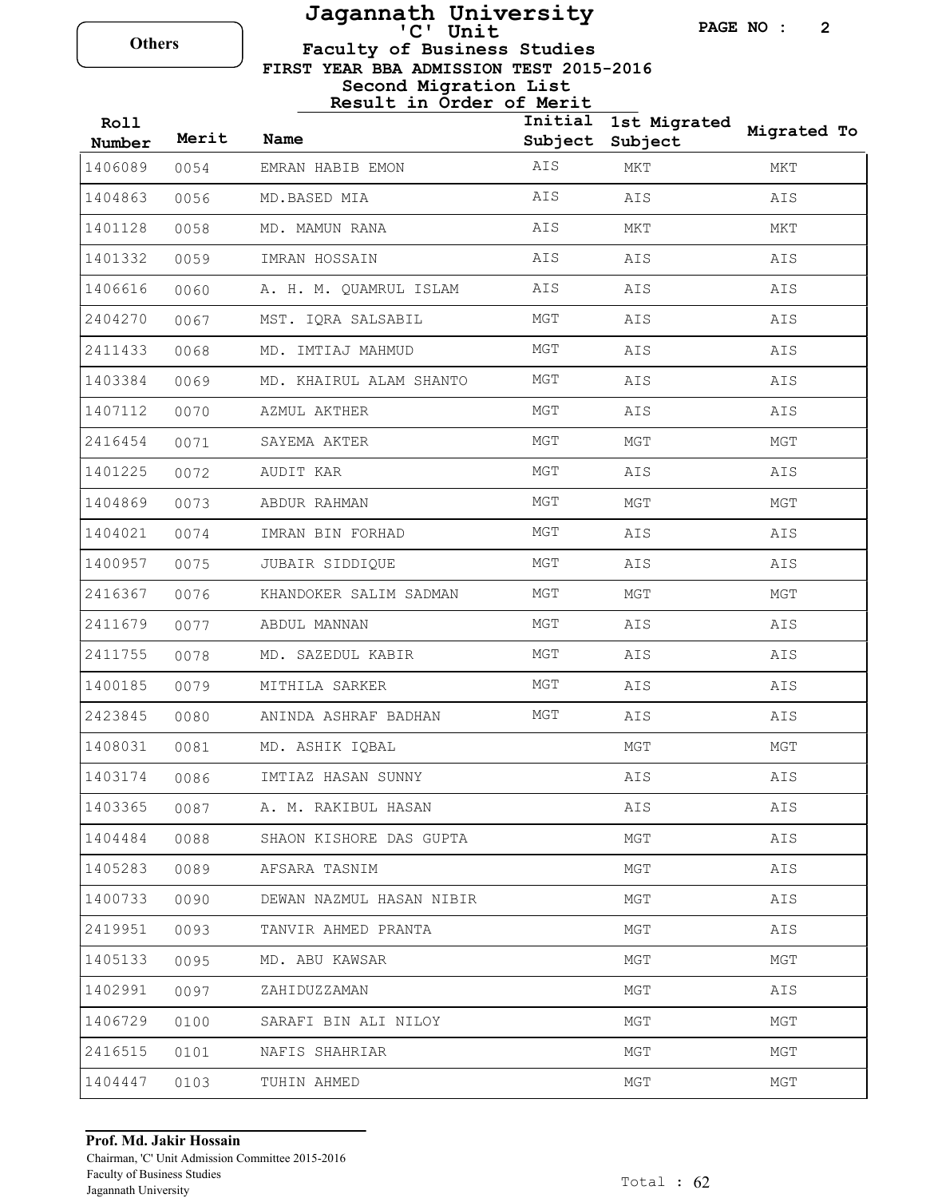Others

# Jagannath University

## 'C' Unit

### Faculty of Business Studies

**FIRST YEAR BBA ADMISSION TEST 2015-2016**

**Second Migration List**

**Result in Order of Merit**

| Roll Number | Merit | Name | Initial Subject | 1st Migrated Subject | Migrated To |
|---|---|---|---|---|---|
| 1406089 | 0054 | EMRAN HABIB EMON | AIS | MKT | MKT |
| 1404863 | 0056 | MD.BASED MIA | AIS | AIS | AIS |
| 1401128 | 0058 | MD. MAMUN RANA | AIS | MKT | MKT |
| 1401332 | 0059 | IMRAN HOSSAIN | AIS | AIS | AIS |
| 1406616 | 0060 | A. H. M. QUAMRUL ISLAM | AIS | AIS | AIS |
| 2404270 | 0067 | MST. IQRA SALSABIL | MGT | AIS | AIS |
| 2411433 | 0068 | MD. IMTIAJ MAHMUD | MGT | AIS | AIS |
| 1403384 | 0069 | MD. KHAIRUL ALAM SHANTO | MGT | AIS | AIS |
| 1407112 | 0070 | AZMUL AKTHER | MGT | AIS | AIS |
| 2416454 | 0071 | SAYEMA AKTER | MGT | MGT | MGT |
| 1401225 | 0072 | AUDIT KAR | MGT | AIS | AIS |
| 1404869 | 0073 | ABDUR RAHMAN | MGT | MGT | MGT |
| 1404021 | 0074 | IMRAN BIN FORHAD | MGT | AIS | AIS |
| 1400957 | 0075 | JUBAIR SIDDIQUE | MGT | AIS | AIS |
| 2416367 | 0076 | KHANDOKER SALIM SADMAN | MGT | MGT | MGT |
| 2411679 | 0077 | ABDUL MANNAN | MGT | AIS | AIS |
| 2411755 | 0078 | MD. SAZEDUL KABIR | MGT | AIS | AIS |
| 1400185 | 0079 | MITHILA SARKER | MGT | AIS | AIS |
| 2423845 | 0080 | ANINDA ASHRAF BADHAN | MGT | AIS | AIS |
| 1408031 | 0081 | MD. ASHIK IQBAL | | MGT | MGT |
| 1403174 | 0086 | IMTIAZ HASAN SUNNY | | AIS | AIS |
| 1403365 | 0087 | A. M. RAKIBUL HASAN | | AIS | AIS |
| 1404484 | 0088 | SHAON KISHORE DAS GUPTA | | MGT | AIS |
| 1405283 | 0089 | AFSARA TASNIM | | MGT | AIS |
| 1400733 | 0090 | DEWAN NAZMUL HASAN NIBIR | | MGT | AIS |
| 2419951 | 0093 | TANVIR AHMED PRANTA | | MGT | AIS |
| 1405133 | 0095 | MD. ABU KAWSAR | | MGT | MGT |
| 1402991 | 0097 | ZAHIDUZZAMAN | | MGT | AIS |
| 1406729 | 0100 | SARAFI BIN ALI NILOY | | MGT | MGT |
| 2416515 | 0101 | NAFIS SHAHRIAR | | MGT | MGT |
| 1404447 | 0103 | TUHIN AHMED | | MGT | MGT |

**Prof. Md. Jakir Hossain**
Chairman, 'C' Unit Admission Committee 2015-2016
Faculty of Business Studies
Jagannath University

Total : 62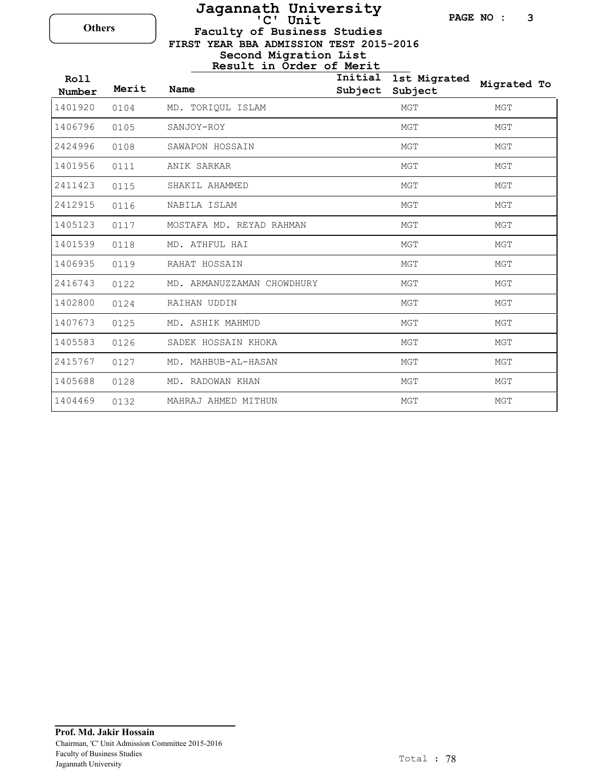Others

# Jagannath University
## 'C' Unit
### Faculty of Business Studies
### FIRST YEAR BBA ADMISSION TEST 2015-2016
### Second Migration List
### Result in Order of Merit

| Roll Number | Merit | Name | Initial Subject | 1st Migrated Subject | Migrated To |
|---|---|---|---|---|---|
| 1401920 | 0104 | MD. TORIQUL ISLAM | | MGT | MGT |
| 1406796 | 0105 | SANJOY-ROY | | MGT | MGT |
| 2424996 | 0108 | SAWAPON HOSSAIN | | MGT | MGT |
| 1401956 | 0111 | ANIK SARKAR | | MGT | MGT |
| 2411423 | 0115 | SHAKIL AHAMMED | | MGT | MGT |
| 2412915 | 0116 | NABILA ISLAM | | MGT | MGT |
| 1405123 | 0117 | MOSTAFA MD. REYAD RAHMAN | | MGT | MGT |
| 1401539 | 0118 | MD. ATHFUL HAI | | MGT | MGT |
| 1406935 | 0119 | RAHAT HOSSAIN | | MGT | MGT |
| 2416743 | 0122 | MD. ARMANUZZAMAN CHOWDHURY | | MGT | MGT |
| 1402800 | 0124 | RAIHAN UDDIN | | MGT | MGT |
| 1407673 | 0125 | MD. ASHIK MAHMUD | | MGT | MGT |
| 1405583 | 0126 | SADEK HOSSAIN KHOKA | | MGT | MGT |
| 2415767 | 0127 | MD. MAHBUB-AL-HASAN | | MGT | MGT |
| 1405688 | 0128 | MD. RADOWAN KHAN | | MGT | MGT |
| 1404469 | 0132 | MAHRAJ AHMED MITHUN | | MGT | MGT |

**Prof. Md. Jakir Hossain**
Chairman, 'C' Unit Admission Committee 2015-2016
Faculty of Business Studies
Jagannath University

Total : 78